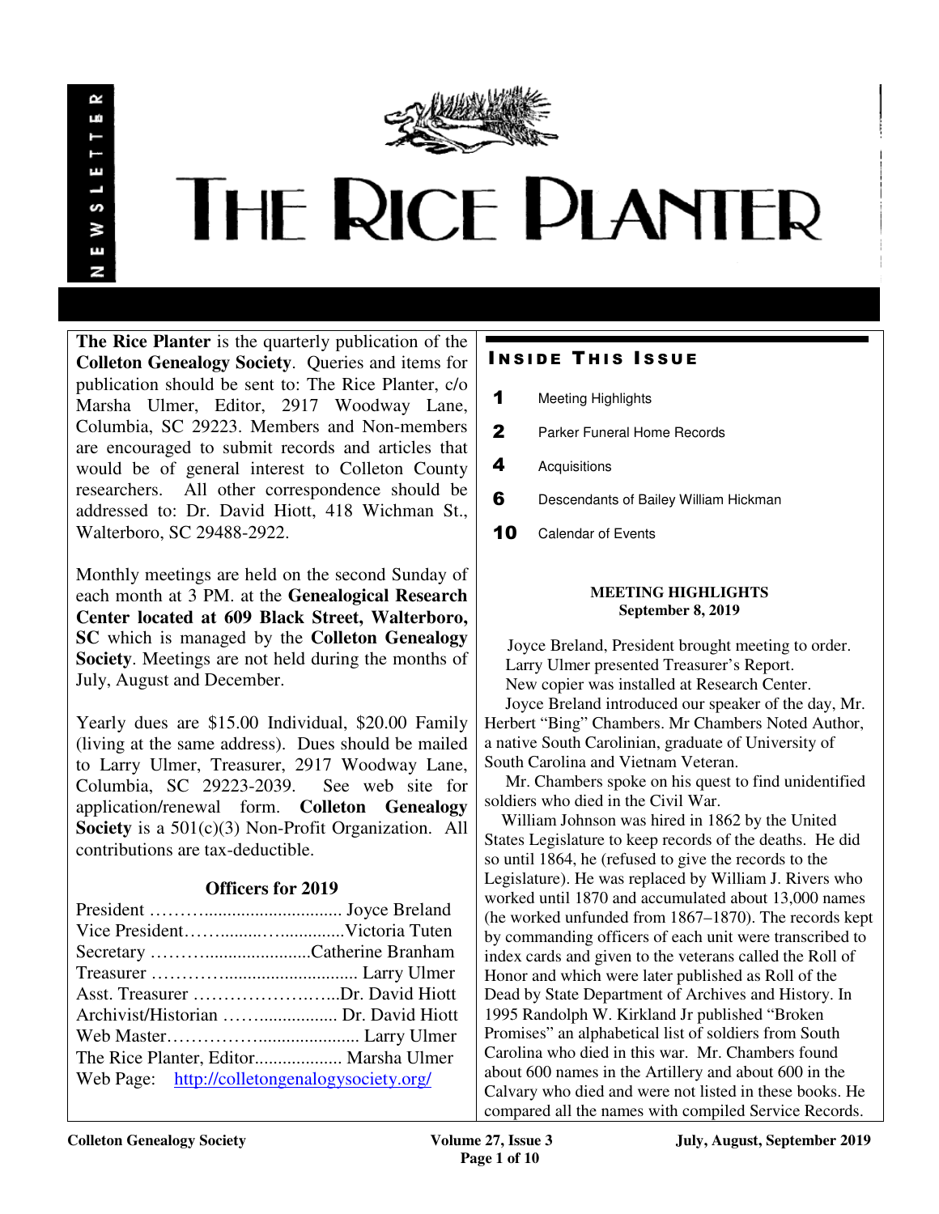# THE RICE PLANTER

NEWSLETTER

**The Rice Planter** is the quarterly publication of the **Colleton Genealogy Society**. Queries and items for publication should be sent to: The Rice Planter, c/o Marsha Ulmer, Editor, 2917 Woodway Lane, Columbia, SC 29223. Members and Non-members are encouraged to submit records and articles that would be of general interest to Colleton County researchers. All other correspondence should be addressed to: Dr. David Hiott, 418 Wichman St., Walterboro, SC 29488-2922.

Monthly meetings are held on the second Sunday of each month at 3 PM. at the **Genealogical Research Center located at 609 Black Street, Walterboro, SC** which is managed by the **Colleton Genealogy Society**. Meetings are not held during the months of July, August and December.

Yearly dues are $15.00 Individual, $20.00 Family (living at the same address). Dues should be mailed to Larry Ulmer, Treasurer, 2917 Woodway Lane, Columbia, SC 29223-2039. See web site for application/renewal form. **Colleton Genealogy Society** is a 501(c)(3) Non-Profit Organization. All contributions are tax-deductible.

### Officers for 2019

President ……….............................. Joyce Breland
Vice President……..........…..............Victoria Tuten
Secretary ……….......................Catherine Branham
Treasurer ………….............................. Larry Ulmer
Asst. Treasurer ……………………...Dr. David Hiott
Archivist/Historian ……................. Dr. David Hiott
Web Master………………..................... Larry Ulmer
The Rice Planter, Editor................... Marsha Ulmer
Web Page: http://colletongenalogysociety.org/

## INSIDE THIS ISSUE

- **1** Meeting Highlights
- **2** Parker Funeral Home Records
- **4** Acquisitions
- **6** Descendants of Bailey William Hickman
- **10** Calendar of Events

### MEETING HIGHLIGHTS
**September 8, 2019**

Joyce Breland, President brought meeting to order.
Larry Ulmer presented Treasurer's Report.
New copier was installed at Research Center.
Joyce Breland introduced our speaker of the day, Mr. Herbert "Bing" Chambers. Mr Chambers Noted Author, a native South Carolinian, graduate of University of South Carolina and Vietnam Veteran.

Mr. Chambers spoke on his quest to find unidentified soldiers who died in the Civil War.

William Johnson was hired in 1862 by the United States Legislature to keep records of the deaths. He did so until 1864, he (refused to give the records to the Legislature). He was replaced by William J. Rivers who worked until 1870 and accumulated about 13,000 names (he worked unfunded from 1867–1870). The records kept by commanding officers of each unit were transcribed to index cards and given to the veterans called the Roll of Honor and which were later published as Roll of the Dead by State Department of Archives and History. In 1995 Randolph W. Kirkland Jr published "Broken Promises" an alphabetical list of soldiers from South Carolina who died in this war. Mr. Chambers found about 600 names in the Artillery and about 600 in the Calvary who died and were not listed in these books. He compared all the names with compiled Service Records.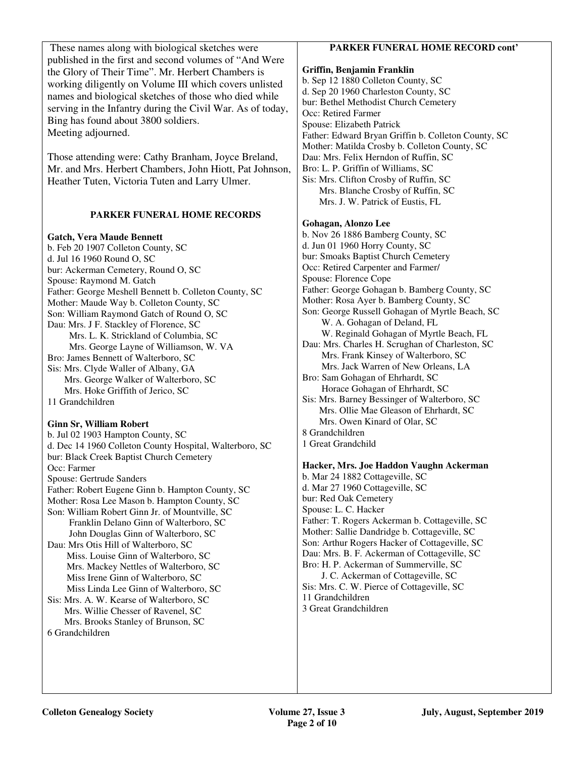These names along with biological sketches were published in the first and second volumes of "And Were the Glory of Their Time". Mr. Herbert Chambers is working diligently on Volume III which covers unlisted names and biological sketches of those who died while serving in the Infantry during the Civil War. As of today, Bing has found about 3800 soldiers.
Meeting adjourned.

Those attending were: Cathy Branham, Joyce Breland, Mr. and Mrs. Herbert Chambers, John Hiott, Pat Johnson, Heather Tuten, Victoria Tuten and Larry Ulmer.

## PARKER FUNERAL HOME RECORDS

**Gatch, Vera Maude Bennett**
b. Feb 20 1907 Colleton County, SC
d. Jul 16 1960 Round O, SC
bur: Ackerman Cemetery, Round O, SC
Spouse: Raymond M. Gatch
Father: George Meshell Bennett b. Colleton County, SC
Mother: Maude Way b. Colleton County, SC
Son: William Raymond Gatch of Round O, SC
Dau: Mrs. J F. Stackley of Florence, SC
Mrs. L. K. Strickland of Columbia, SC
Mrs. George Layne of Williamson, W. VA
Bro: James Bennett of Walterboro, SC
Sis: Mrs. Clyde Waller of Albany, GA
Mrs. George Walker of Walterboro, SC
Mrs. Hoke Griffith of Jerico, SC
11 Grandchildren

**Ginn Sr, William Robert**
b. Jul 02 1903 Hampton County, SC
d. Dec 14 1960 Colleton County Hospital, Walterboro, SC
bur: Black Creek Baptist Church Cemetery
Occ: Farmer
Spouse: Gertrude Sanders
Father: Robert Eugene Ginn b. Hampton County, SC
Mother: Rosa Lee Mason b. Hampton County, SC
Son: William Robert Ginn Jr. of Mountville, SC
Franklin Delano Ginn of Walterboro, SC
John Douglas Ginn of Walterboro, SC
Dau: Mrs Otis Hill of Walterboro, SC
Miss. Louise Ginn of Walterboro, SC
Mrs. Mackey Nettles of Walterboro, SC
Miss Irene Ginn of Walterboro, SC
Miss Linda Lee Ginn of Walterboro, SC
Sis: Mrs. A. W. Kearse of Walterboro, SC
Mrs. Willie Chesser of Ravenel, SC
Mrs. Brooks Stanley of Brunson, SC
6 Grandchildren

## PARKER FUNERAL HOME RECORD cont'

**Griffin, Benjamin Franklin**
b. Sep 12 1880 Colleton County, SC
d. Sep 20 1960 Charleston County, SC
bur: Bethel Methodist Church Cemetery
Occ: Retired Farmer
Spouse: Elizabeth Patrick
Father: Edward Bryan Griffin b. Colleton County, SC
Mother: Matilda Crosby b. Colleton County, SC
Dau: Mrs. Felix Herndon of Ruffin, SC
Bro: L. P. Griffin of Williams, SC
Sis: Mrs. Clifton Crosby of Ruffin, SC
Mrs. Blanche Crosby of Ruffin, SC
Mrs. J. W. Patrick of Eustis, FL

**Gohagan, Alonzo Lee**
b. Nov 26 1886 Bamberg County, SC
d. Jun 01 1960 Horry County, SC
bur: Smoaks Baptist Church Cemetery
Occ: Retired Carpenter and Farmer/
Spouse: Florence Cope
Father: George Gohagan b. Bamberg County, SC
Mother: Rosa Ayer b. Bamberg County, SC
Son: George Russell Gohagan of Myrtle Beach, SC
W. A. Gohagan of Deland, FL
W. Reginald Gohagan of Myrtle Beach, FL
Dau: Mrs. Charles H. Scrughan of Charleston, SC
Mrs. Frank Kinsey of Walterboro, SC
Mrs. Jack Warren of New Orleans, LA
Bro: Sam Gohagan of Ehrhardt, SC
Horace Gohagan of Ehrhardt, SC
Sis: Mrs. Barney Bessinger of Walterboro, SC
Mrs. Ollie Mae Gleason of Ehrhardt, SC
Mrs. Owen Kinard of Olar, SC
8 Grandchildren
1 Great Grandchild

**Hacker, Mrs. Joe Haddon Vaughn Ackerman**
b. Mar 24 1882 Cottageville, SC
d. Mar 27 1960 Cottageville, SC
bur: Red Oak Cemetery
Spouse: L. C. Hacker
Father: T. Rogers Ackerman b. Cottageville, SC
Mother: Sallie Dandridge b. Cottageville, SC
Son: Arthur Rogers Hacker of Cottageville, SC
Dau: Mrs. B. F. Ackerman of Cottageville, SC
Bro: H. P. Ackerman of Summerville, SC
J. C. Ackerman of Cottageville, SC
Sis: Mrs. C. W. Pierce of Cottageville, SC
11 Grandchildren
3 Great Grandchildren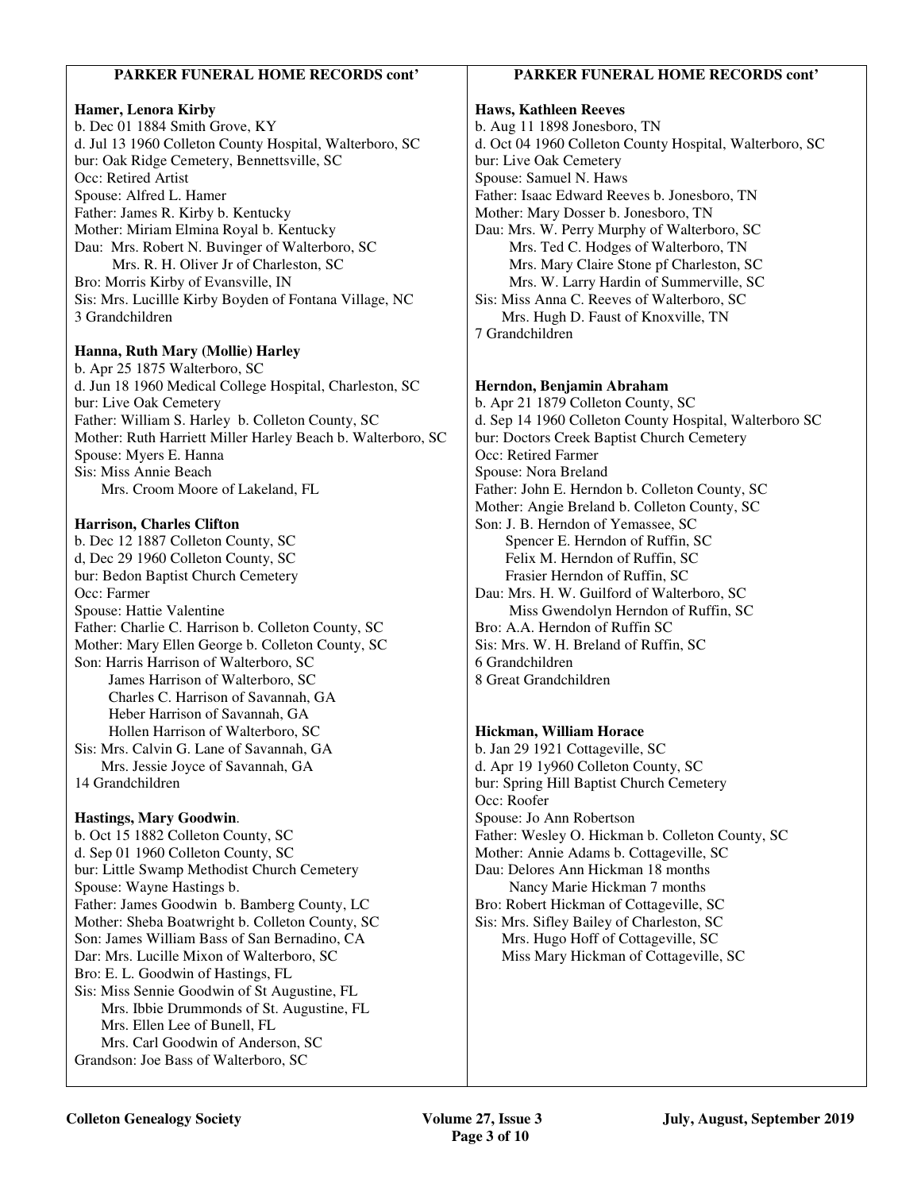## PARKER FUNERAL HOME RECORDS cont'

**Hamer, Lenora Kirby**
b. Dec 01 1884 Smith Grove, KY
d. Jul 13 1960 Colleton County Hospital, Walterboro, SC
bur: Oak Ridge Cemetery, Bennettsville, SC
Occ: Retired Artist
Spouse: Alfred L. Hamer
Father: James R. Kirby b. Kentucky
Mother: Miriam Elmina Royal b. Kentucky
Dau: Mrs. Robert N. Buvinger of Walterboro, SC
Mrs. R. H. Oliver Jr of Charleston, SC
Bro: Morris Kirby of Evansville, IN
Sis: Mrs. Lucillle Kirby Boyden of Fontana Village, NC
3 Grandchildren

**Hanna, Ruth Mary (Mollie) Harley**
b. Apr 25 1875 Walterboro, SC
d. Jun 18 1960 Medical College Hospital, Charleston, SC
bur: Live Oak Cemetery
Father: William S. Harley b. Colleton County, SC
Mother: Ruth Harriett Miller Harley Beach b. Walterboro, SC
Spouse: Myers E. Hanna
Sis: Miss Annie Beach
Mrs. Croom Moore of Lakeland, FL

**Harrison, Charles Clifton**
b. Dec 12 1887 Colleton County, SC
d, Dec 29 1960 Colleton County, SC
bur: Bedon Baptist Church Cemetery
Occ: Farmer
Spouse: Hattie Valentine
Father: Charlie C. Harrison b. Colleton County, SC
Mother: Mary Ellen George b. Colleton County, SC
Son: Harris Harrison of Walterboro, SC
James Harrison of Walterboro, SC
Charles C. Harrison of Savannah, GA
Heber Harrison of Savannah, GA
Hollen Harrison of Walterboro, SC
Sis: Mrs. Calvin G. Lane of Savannah, GA
Mrs. Jessie Joyce of Savannah, GA
14 Grandchildren

**Hastings, Mary Goodwin**.
b. Oct 15 1882 Colleton County, SC
d. Sep 01 1960 Colleton County, SC
bur: Little Swamp Methodist Church Cemetery
Spouse: Wayne Hastings b.
Father: James Goodwin b. Bamberg County, LC
Mother: Sheba Boatwright b. Colleton County, SC
Son: James William Bass of San Bernadino, CA
Dar: Mrs. Lucille Mixon of Walterboro, SC
Bro: E. L. Goodwin of Hastings, FL
Sis: Miss Sennie Goodwin of St Augustine, FL
Mrs. Ibbie Drummonds of St. Augustine, FL
Mrs. Ellen Lee of Bunell, FL
Mrs. Carl Goodwin of Anderson, SC
Grandson: Joe Bass of Walterboro, SC

**Haws, Kathleen Reeves**
b. Aug 11 1898 Jonesboro, TN
d. Oct 04 1960 Colleton County Hospital, Walterboro, SC
bur: Live Oak Cemetery
Spouse: Samuel N. Haws
Father: Isaac Edward Reeves b. Jonesboro, TN
Mother: Mary Dosser b. Jonesboro, TN
Dau: Mrs. W. Perry Murphy of Walterboro, SC
Mrs. Ted C. Hodges of Walterboro, TN
Mrs. Mary Claire Stone pf Charleston, SC
Mrs. W. Larry Hardin of Summerville, SC
Sis: Miss Anna C. Reeves of Walterboro, SC
Mrs. Hugh D. Faust of Knoxville, TN
7 Grandchildren

**Herndon, Benjamin Abraham**
b. Apr 21 1879 Colleton County, SC
d. Sep 14 1960 Colleton County Hospital, Walterboro SC
bur: Doctors Creek Baptist Church Cemetery
Occ: Retired Farmer
Spouse: Nora Breland
Father: John E. Herndon b. Colleton County, SC
Mother: Angie Breland b. Colleton County, SC
Son: J. B. Herndon of Yemassee, SC
Spencer E. Herndon of Ruffin, SC
Felix M. Herndon of Ruffin, SC
Frasier Herndon of Ruffin, SC
Dau: Mrs. H. W. Guilford of Walterboro, SC
Miss Gwendolyn Herndon of Ruffin, SC
Bro: A.A. Herndon of Ruffin SC
Sis: Mrs. W. H. Breland of Ruffin, SC
6 Grandchildren
8 Great Grandchildren

**Hickman, William Horace**
b. Jan 29 1921 Cottageville, SC
d. Apr 19 1y960 Colleton County, SC
bur: Spring Hill Baptist Church Cemetery
Occ: Roofer
Spouse: Jo Ann Robertson
Father: Wesley O. Hickman b. Colleton County, SC
Mother: Annie Adams b. Cottageville, SC
Dau: Delores Ann Hickman 18 months
Nancy Marie Hickman 7 months
Bro: Robert Hickman of Cottageville, SC
Sis: Mrs. Sifley Bailey of Charleston, SC
Mrs. Hugo Hoff of Cottageville, SC
Miss Mary Hickman of Cottageville, SC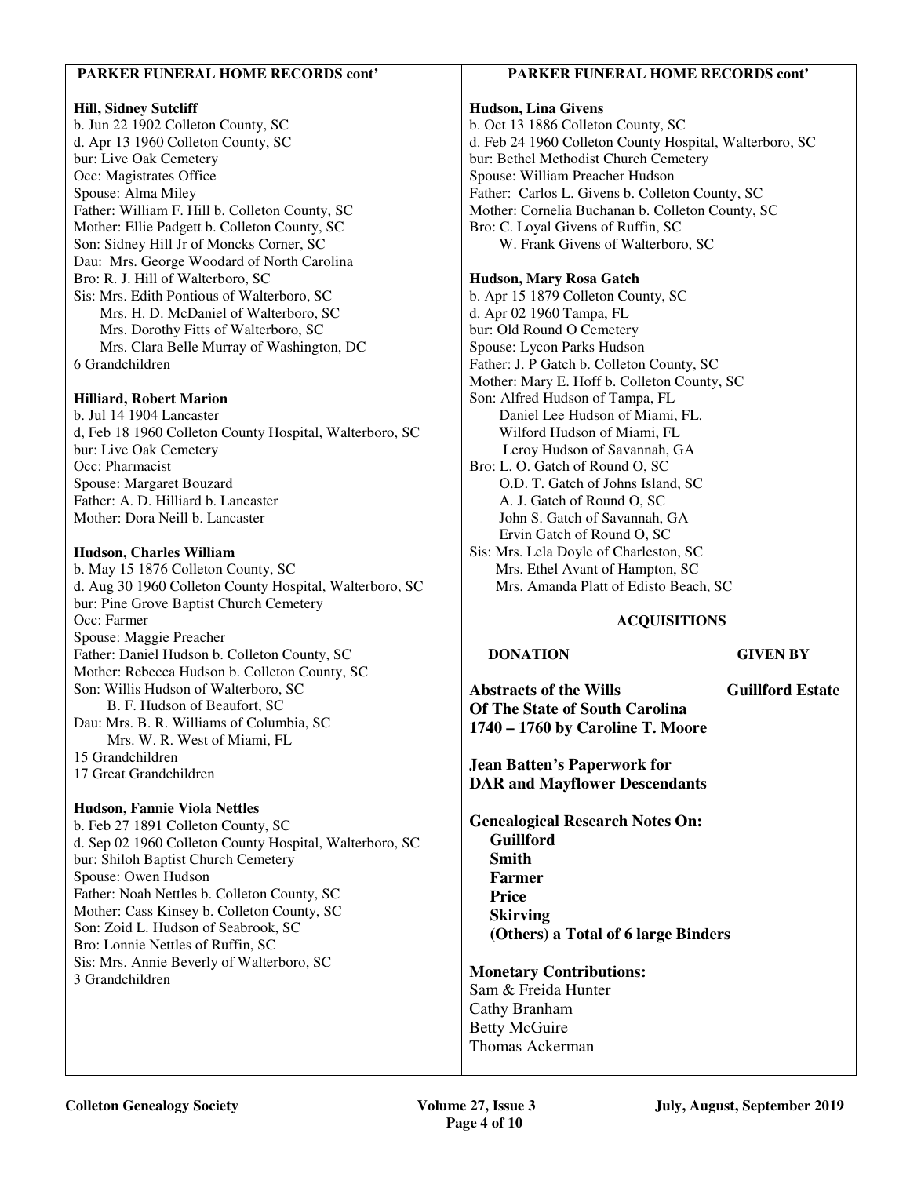## PARKER FUNERAL HOME RECORDS cont'

**Hill, Sidney Sutcliff**
b. Jun 22 1902 Colleton County, SC
d. Apr 13 1960 Colleton County, SC
bur: Live Oak Cemetery
Occ: Magistrates Office
Spouse: Alma Miley
Father: William F. Hill b. Colleton County, SC
Mother: Ellie Padgett b. Colleton County, SC
Son: Sidney Hill Jr of Moncks Corner, SC
Dau: Mrs. George Woodard of North Carolina
Bro: R. J. Hill of Walterboro, SC
Sis: Mrs. Edith Pontious of Walterboro, SC
Mrs. H. D. McDaniel of Walterboro, SC
Mrs. Dorothy Fitts of Walterboro, SC
Mrs. Clara Belle Murray of Washington, DC
6 Grandchildren

**Hilliard, Robert Marion**
b. Jul 14 1904 Lancaster
d, Feb 18 1960 Colleton County Hospital, Walterboro, SC
bur: Live Oak Cemetery
Occ: Pharmacist
Spouse: Margaret Bouzard
Father: A. D. Hilliard b. Lancaster
Mother: Dora Neill b. Lancaster

**Hudson, Charles William**
b. May 15 1876 Colleton County, SC
d. Aug 30 1960 Colleton County Hospital, Walterboro, SC
bur: Pine Grove Baptist Church Cemetery
Occ: Farmer
Spouse: Maggie Preacher
Father: Daniel Hudson b. Colleton County, SC
Mother: Rebecca Hudson b. Colleton County, SC
Son: Willis Hudson of Walterboro, SC
B. F. Hudson of Beaufort, SC
Dau: Mrs. B. R. Williams of Columbia, SC
Mrs. W. R. West of Miami, FL
15 Grandchildren
17 Great Grandchildren

**Hudson, Fannie Viola Nettles**
b. Feb 27 1891 Colleton County, SC
d. Sep 02 1960 Colleton County Hospital, Walterboro, SC
bur: Shiloh Baptist Church Cemetery
Spouse: Owen Hudson
Father: Noah Nettles b. Colleton County, SC
Mother: Cass Kinsey b. Colleton County, SC
Son: Zoid L. Hudson of Seabrook, SC
Bro: Lonnie Nettles of Ruffin, SC
Sis: Mrs. Annie Beverly of Walterboro, SC
3 Grandchildren

**Hudson, Lina Givens**
b. Oct 13 1886 Colleton County, SC
d. Feb 24 1960 Colleton County Hospital, Walterboro, SC
bur: Bethel Methodist Church Cemetery
Spouse: William Preacher Hudson
Father: Carlos L. Givens b. Colleton County, SC
Mother: Cornelia Buchanan b. Colleton County, SC
Bro: C. Loyal Givens of Ruffin, SC
W. Frank Givens of Walterboro, SC

**Hudson, Mary Rosa Gatch**
b. Apr 15 1879 Colleton County, SC
d. Apr 02 1960 Tampa, FL
bur: Old Round O Cemetery
Spouse: Lycon Parks Hudson
Father: J. P Gatch b. Colleton County, SC
Mother: Mary E. Hoff b. Colleton County, SC
Son: Alfred Hudson of Tampa, FL
Daniel Lee Hudson of Miami, FL.
Wilford Hudson of Miami, FL
Leroy Hudson of Savannah, GA
Bro: L. O. Gatch of Round O, SC
O.D. T. Gatch of Johns Island, SC
A. J. Gatch of Round O, SC
John S. Gatch of Savannah, GA
Ervin Gatch of Round O, SC
Sis: Mrs. Lela Doyle of Charleston, SC
Mrs. Ethel Avant of Hampton, SC
Mrs. Amanda Platt of Edisto Beach, SC

## ACQUISITIONS

| DONATION | GIVEN BY |
|---|---|
| **Abstracts of the Wills Of The State of South Carolina 1740 – 1760 by Caroline T. Moore** | **Guillford Estate** |
| **Jean Batten's Paperwork for DAR and Mayflower Descendants** | |
| **Genealogical Research Notes On: Guillford, Smith, Farmer, Price, Skirving, (Others) a Total of 6 large Binders** | |

**Monetary Contributions:**
Sam & Freida Hunter
Cathy Branham
Betty McGuire
Thomas Ackerman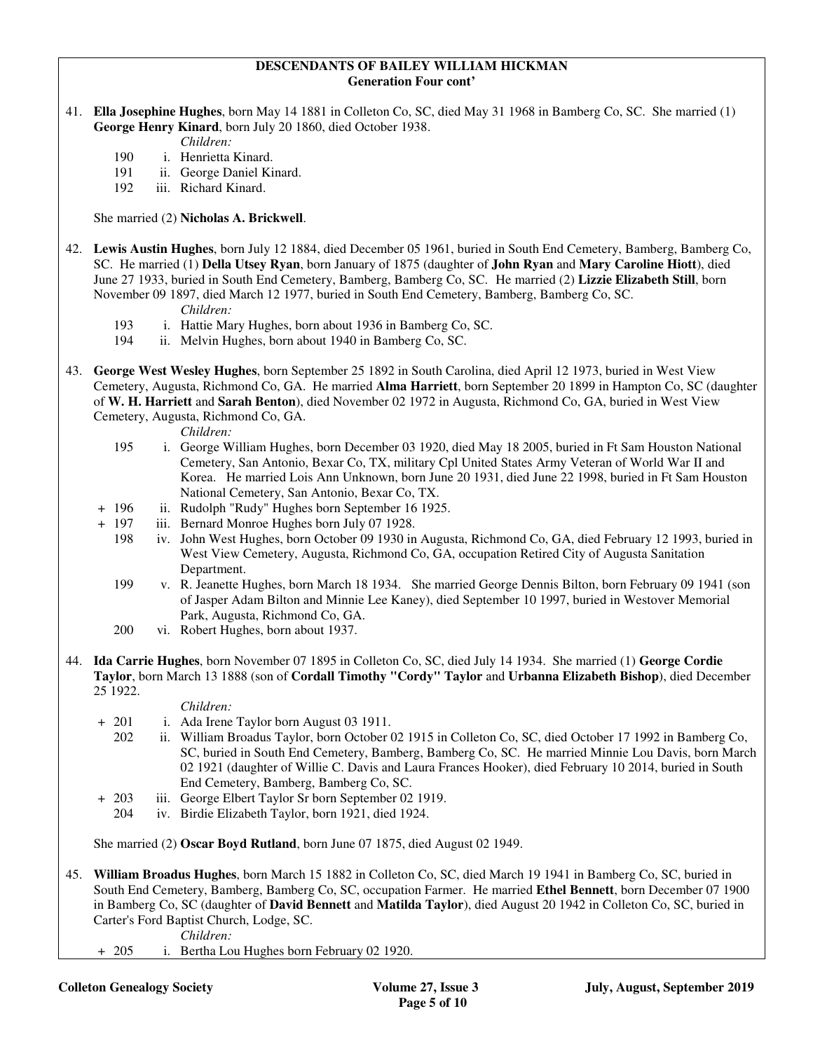**DESCENDANTS OF BAILEY WILLIAM HICKMAN**
**Generation Four cont'**

41. **Ella Josephine Hughes**, born May 14 1881 in Colleton Co, SC, died May 31 1968 in Bamberg Co, SC. She married (1) **George Henry Kinard**, born July 20 1860, died October 1938.

    *Children:*

    - 190 i. Henrietta Kinard.
    - 191 ii. George Daniel Kinard.
    - 192 iii. Richard Kinard.

    She married (2) **Nicholas A. Brickwell**.

42. **Lewis Austin Hughes**, born July 12 1884, died December 05 1961, buried in South End Cemetery, Bamberg, Bamberg Co, SC. He married (1) **Della Utsey Ryan**, born January of 1875 (daughter of **John Ryan** and **Mary Caroline Hiott**), died June 27 1933, buried in South End Cemetery, Bamberg, Bamberg Co, SC. He married (2) **Lizzie Elizabeth Still**, born November 09 1897, died March 12 1977, buried in South End Cemetery, Bamberg, Bamberg Co, SC.

    *Children:*

    - 193 i. Hattie Mary Hughes, born about 1936 in Bamberg Co, SC.
    - 194 ii. Melvin Hughes, born about 1940 in Bamberg Co, SC.

43. **George West Wesley Hughes**, born September 25 1892 in South Carolina, died April 12 1973, buried in West View Cemetery, Augusta, Richmond Co, GA. He married **Alma Harriett**, born September 20 1899 in Hampton Co, SC (daughter of **W. H. Harriett** and **Sarah Benton**), died November 02 1972 in Augusta, Richmond Co, GA, buried in West View Cemetery, Augusta, Richmond Co, GA.

    *Children:*

    - 195 i. George William Hughes, born December 03 1920, died May 18 2005, buried in Ft Sam Houston National Cemetery, San Antonio, Bexar Co, TX, military Cpl United States Army Veteran of World War II and Korea. He married Lois Ann Unknown, born June 20 1931, died June 22 1998, buried in Ft Sam Houston National Cemetery, San Antonio, Bexar Co, TX.
    - \+ 196 ii. Rudolph "Rudy" Hughes born September 16 1925.
    - \+ 197 iii. Bernard Monroe Hughes born July 07 1928.
    - 198 iv. John West Hughes, born October 09 1930 in Augusta, Richmond Co, GA, died February 12 1993, buried in West View Cemetery, Augusta, Richmond Co, GA, occupation Retired City of Augusta Sanitation Department.
    - 199 v. R. Jeanette Hughes, born March 18 1934. She married George Dennis Bilton, born February 09 1941 (son of Jasper Adam Bilton and Minnie Lee Kaney), died September 10 1997, buried in Westover Memorial Park, Augusta, Richmond Co, GA.
    - 200 vi. Robert Hughes, born about 1937.

44. **Ida Carrie Hughes**, born November 07 1895 in Colleton Co, SC, died July 14 1934. She married (1) **George Cordie Taylor**, born March 13 1888 (son of **Cordall Timothy "Cordy" Taylor** and **Urbanna Elizabeth Bishop**), died December 25 1922.

    *Children:*

    - \+ 201 i. Ada Irene Taylor born August 03 1911.
    - 202 ii. William Broadus Taylor, born October 02 1915 in Colleton Co, SC, died October 17 1992 in Bamberg Co, SC, buried in South End Cemetery, Bamberg, Bamberg Co, SC. He married Minnie Lou Davis, born March 02 1921 (daughter of Willie C. Davis and Laura Frances Hooker), died February 10 2014, buried in South End Cemetery, Bamberg, Bamberg Co, SC.
    - \+ 203 iii. George Elbert Taylor Sr born September 02 1919.
    - 204 iv. Birdie Elizabeth Taylor, born 1921, died 1924.

    She married (2) **Oscar Boyd Rutland**, born June 07 1875, died August 02 1949.

45. **William Broadus Hughes**, born March 15 1882 in Colleton Co, SC, died March 19 1941 in Bamberg Co, SC, buried in South End Cemetery, Bamberg, Bamberg Co, SC, occupation Farmer. He married **Ethel Bennett**, born December 07 1900 in Bamberg Co, SC (daughter of **David Bennett** and **Matilda Taylor**), died August 20 1942 in Colleton Co, SC, buried in Carter's Ford Baptist Church, Lodge, SC.

    *Children:*

    - \+ 205 i. Bertha Lou Hughes born February 02 1920.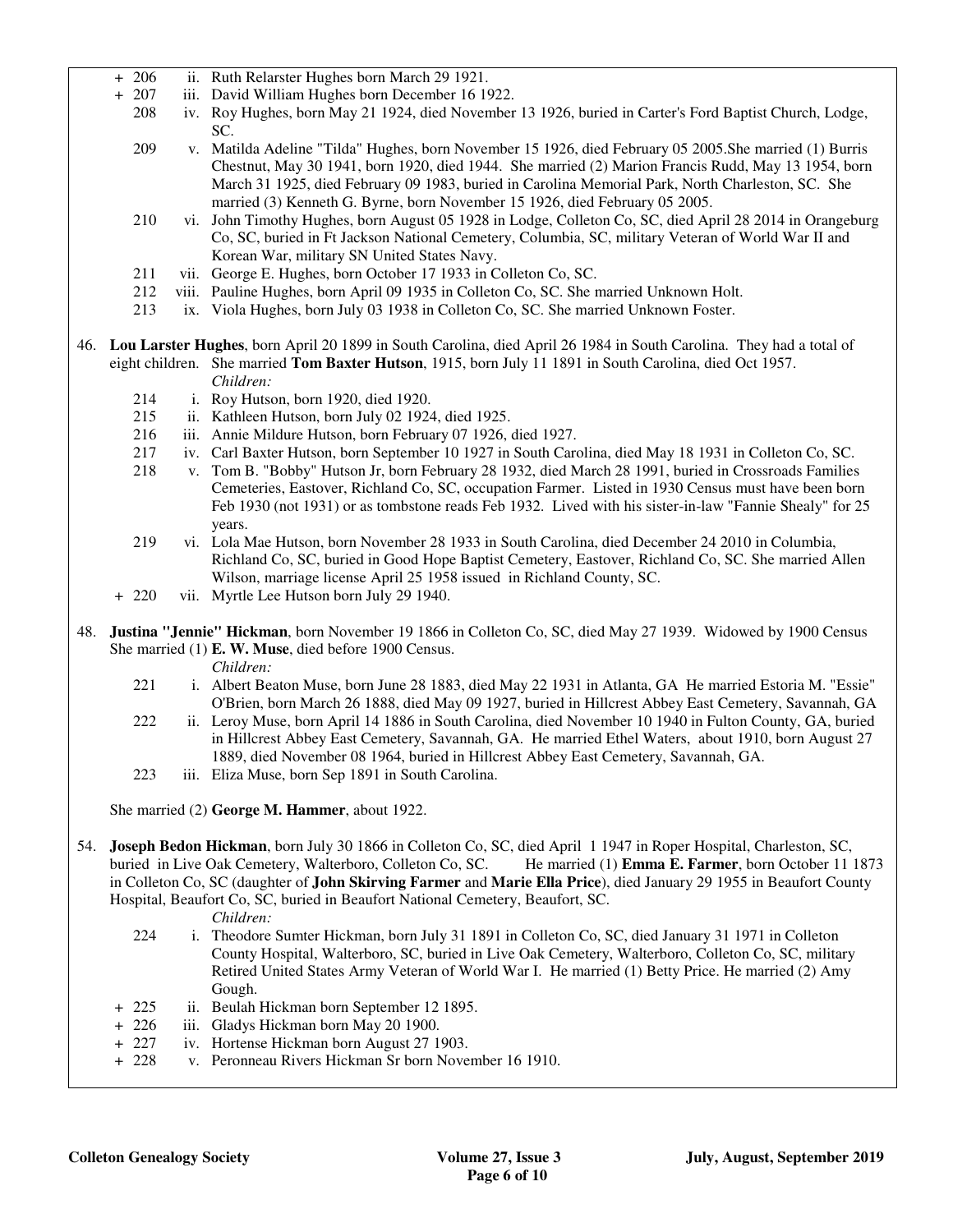- \+ 206 ii. Ruth Relarster Hughes born March 29 1921.
- \+ 207 iii. David William Hughes born December 16 1922.
- 208 iv. Roy Hughes, born May 21 1924, died November 13 1926, buried in Carter's Ford Baptist Church, Lodge, SC.
- 209 v. Matilda Adeline "Tilda" Hughes, born November 15 1926, died February 05 2005.She married (1) Burris Chestnut, May 30 1941, born 1920, died 1944. She married (2) Marion Francis Rudd, May 13 1954, born March 31 1925, died February 09 1983, buried in Carolina Memorial Park, North Charleston, SC. She married (3) Kenneth G. Byrne, born November 15 1926, died February 05 2005.
- 210 vi. John Timothy Hughes, born August 05 1928 in Lodge, Colleton Co, SC, died April 28 2014 in Orangeburg Co, SC, buried in Ft Jackson National Cemetery, Columbia, SC, military Veteran of World War II and Korean War, military SN United States Navy.
- 211 vii. George E. Hughes, born October 17 1933 in Colleton Co, SC.
- 212 viii. Pauline Hughes, born April 09 1935 in Colleton Co, SC. She married Unknown Holt.
- 213 ix. Viola Hughes, born July 03 1938 in Colleton Co, SC. She married Unknown Foster.

46. **Lou Larster Hughes**, born April 20 1899 in South Carolina, died April 26 1984 in South Carolina. They had a total of eight children. She married **Tom Baxter Hutson**, 1915, born July 11 1891 in South Carolina, died Oct 1957.

*Children:*

- 214 i. Roy Hutson, born 1920, died 1920.
- 215 ii. Kathleen Hutson, born July 02 1924, died 1925.
- 216 iii. Annie Mildure Hutson, born February 07 1926, died 1927.
- 217 iv. Carl Baxter Hutson, born September 10 1927 in South Carolina, died May 18 1931 in Colleton Co, SC.
- 218 v. Tom B. "Bobby" Hutson Jr, born February 28 1932, died March 28 1991, buried in Crossroads Families Cemeteries, Eastover, Richland Co, SC, occupation Farmer. Listed in 1930 Census must have been born Feb 1930 (not 1931) or as tombstone reads Feb 1932. Lived with his sister-in-law "Fannie Shealy" for 25 years.
- 219 vi. Lola Mae Hutson, born November 28 1933 in South Carolina, died December 24 2010 in Columbia, Richland Co, SC, buried in Good Hope Baptist Cemetery, Eastover, Richland Co, SC. She married Allen Wilson, marriage license April 25 1958 issued in Richland County, SC.
- \+ 220 vii. Myrtle Lee Hutson born July 29 1940.

48. **Justina "Jennie" Hickman**, born November 19 1866 in Colleton Co, SC, died May 27 1939. Widowed by 1900 Census She married (1) **E. W. Muse**, died before 1900 Census.

*Children:*

- 221 i. Albert Beaton Muse, born June 28 1883, died May 22 1931 in Atlanta, GA He married Estoria M. "Essie" O'Brien, born March 26 1888, died May 09 1927, buried in Hillcrest Abbey East Cemetery, Savannah, GA
- 222 ii. Leroy Muse, born April 14 1886 in South Carolina, died November 10 1940 in Fulton County, GA, buried in Hillcrest Abbey East Cemetery, Savannah, GA. He married Ethel Waters, about 1910, born August 27 1889, died November 08 1964, buried in Hillcrest Abbey East Cemetery, Savannah, GA.
- 223 iii. Eliza Muse, born Sep 1891 in South Carolina.

She married (2) **George M. Hammer**, about 1922.

54. **Joseph Bedon Hickman**, born July 30 1866 in Colleton Co, SC, died April 1 1947 in Roper Hospital, Charleston, SC, buried in Live Oak Cemetery, Walterboro, Colleton Co, SC. He married (1) **Emma E. Farmer**, born October 11 1873 in Colleton Co, SC (daughter of **John Skirving Farmer** and **Marie Ella Price**), died January 29 1955 in Beaufort County Hospital, Beaufort Co, SC, buried in Beaufort National Cemetery, Beaufort, SC.

*Children:*

- 224 i. Theodore Sumter Hickman, born July 31 1891 in Colleton Co, SC, died January 31 1971 in Colleton County Hospital, Walterboro, SC, buried in Live Oak Cemetery, Walterboro, Colleton Co, SC, military Retired United States Army Veteran of World War I. He married (1) Betty Price. He married (2) Amy Gough.
- \+ 225 ii. Beulah Hickman born September 12 1895.
- \+ 226 iii. Gladys Hickman born May 20 1900.
- \+ 227 iv. Hortense Hickman born August 27 1903.
- \+ 228 v. Peronneau Rivers Hickman Sr born November 16 1910.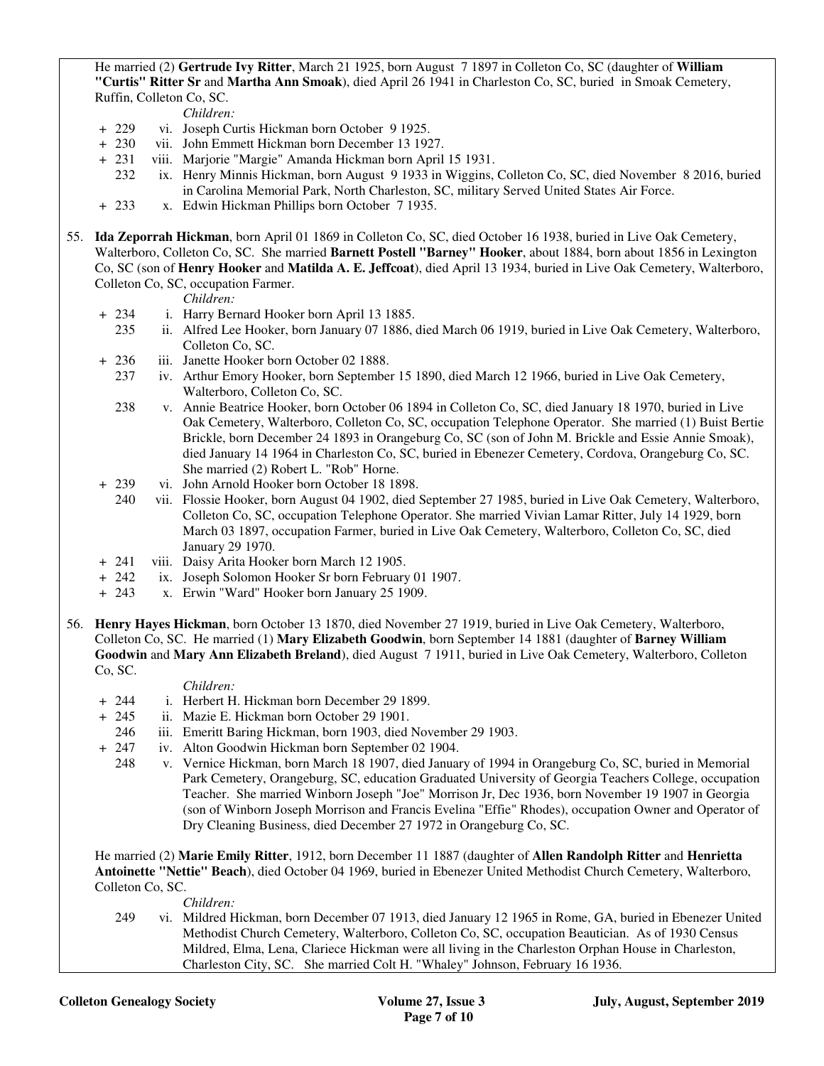He married (2) **Gertrude Ivy Ritter**, March 21 1925, born August 7 1897 in Colleton Co, SC (daughter of **William "Curtis" Ritter Sr** and **Martha Ann Smoak**), died April 26 1941 in Charleston Co, SC, buried in Smoak Cemetery, Ruffin, Colleton Co, SC.

*Children:*

- \+ 229 vi. Joseph Curtis Hickman born October 9 1925.
- \+ 230 vii. John Emmett Hickman born December 13 1927.
- \+ 231 viii. Marjorie "Margie" Amanda Hickman born April 15 1931.
- 232 ix. Henry Minnis Hickman, born August 9 1933 in Wiggins, Colleton Co, SC, died November 8 2016, buried in Carolina Memorial Park, North Charleston, SC, military Served United States Air Force.
- \+ 233 x. Edwin Hickman Phillips born October 7 1935.

55. **Ida Zeporrah Hickman**, born April 01 1869 in Colleton Co, SC, died October 16 1938, buried in Live Oak Cemetery, Walterboro, Colleton Co, SC. She married **Barnett Postell "Barney" Hooker**, about 1884, born about 1856 in Lexington Co, SC (son of **Henry Hooker** and **Matilda A. E. Jeffcoat**), died April 13 1934, buried in Live Oak Cemetery, Walterboro, Colleton Co, SC, occupation Farmer.

*Children:*

- \+ 234 i. Harry Bernard Hooker born April 13 1885.
- 235 ii. Alfred Lee Hooker, born January 07 1886, died March 06 1919, buried in Live Oak Cemetery, Walterboro, Colleton Co, SC.
- \+ 236 iii. Janette Hooker born October 02 1888.
- 237 iv. Arthur Emory Hooker, born September 15 1890, died March 12 1966, buried in Live Oak Cemetery, Walterboro, Colleton Co, SC.
- 238 v. Annie Beatrice Hooker, born October 06 1894 in Colleton Co, SC, died January 18 1970, buried in Live Oak Cemetery, Walterboro, Colleton Co, SC, occupation Telephone Operator. She married (1) Buist Bertie Brickle, born December 24 1893 in Orangeburg Co, SC (son of John M. Brickle and Essie Annie Smoak), died January 14 1964 in Charleston Co, SC, buried in Ebenezer Cemetery, Cordova, Orangeburg Co, SC. She married (2) Robert L. "Rob" Horne.
- \+ 239 vi. John Arnold Hooker born October 18 1898.
- 240 vii. Flossie Hooker, born August 04 1902, died September 27 1985, buried in Live Oak Cemetery, Walterboro, Colleton Co, SC, occupation Telephone Operator. She married Vivian Lamar Ritter, July 14 1929, born March 03 1897, occupation Farmer, buried in Live Oak Cemetery, Walterboro, Colleton Co, SC, died January 29 1970.
- \+ 241 viii. Daisy Arita Hooker born March 12 1905.
- \+ 242 ix. Joseph Solomon Hooker Sr born February 01 1907.
- \+ 243 x. Erwin "Ward" Hooker born January 25 1909.

56. **Henry Hayes Hickman**, born October 13 1870, died November 27 1919, buried in Live Oak Cemetery, Walterboro, Colleton Co, SC. He married (1) **Mary Elizabeth Goodwin**, born September 14 1881 (daughter of **Barney William Goodwin** and **Mary Ann Elizabeth Breland**), died August 7 1911, buried in Live Oak Cemetery, Walterboro, Colleton Co, SC.

*Children:*

- \+ 244 i. Herbert H. Hickman born December 29 1899.
- \+ 245 ii. Mazie E. Hickman born October 29 1901.
- 246 iii. Emeritt Baring Hickman, born 1903, died November 29 1903.
- \+ 247 iv. Alton Goodwin Hickman born September 02 1904.
- 248 v. Vernice Hickman, born March 18 1907, died January of 1994 in Orangeburg Co, SC, buried in Memorial Park Cemetery, Orangeburg, SC, education Graduated University of Georgia Teachers College, occupation Teacher. She married Winborn Joseph "Joe" Morrison Jr, Dec 1936, born November 19 1907 in Georgia (son of Winborn Joseph Morrison and Francis Evelina "Effie" Rhodes), occupation Owner and Operator of Dry Cleaning Business, died December 27 1972 in Orangeburg Co, SC.

He married (2) **Marie Emily Ritter**, 1912, born December 11 1887 (daughter of **Allen Randolph Ritter** and **Henrietta Antoinette "Nettie" Beach**), died October 04 1969, buried in Ebenezer United Methodist Church Cemetery, Walterboro, Colleton Co, SC.

*Children:*

- 249 vi. Mildred Hickman, born December 07 1913, died January 12 1965 in Rome, GA, buried in Ebenezer United Methodist Church Cemetery, Walterboro, Colleton Co, SC, occupation Beautician. As of 1930 Census Mildred, Elma, Lena, Clariece Hickman were all living in the Charleston Orphan House in Charleston, Charleston City, SC. She married Colt H. "Whaley" Johnson, February 16 1936.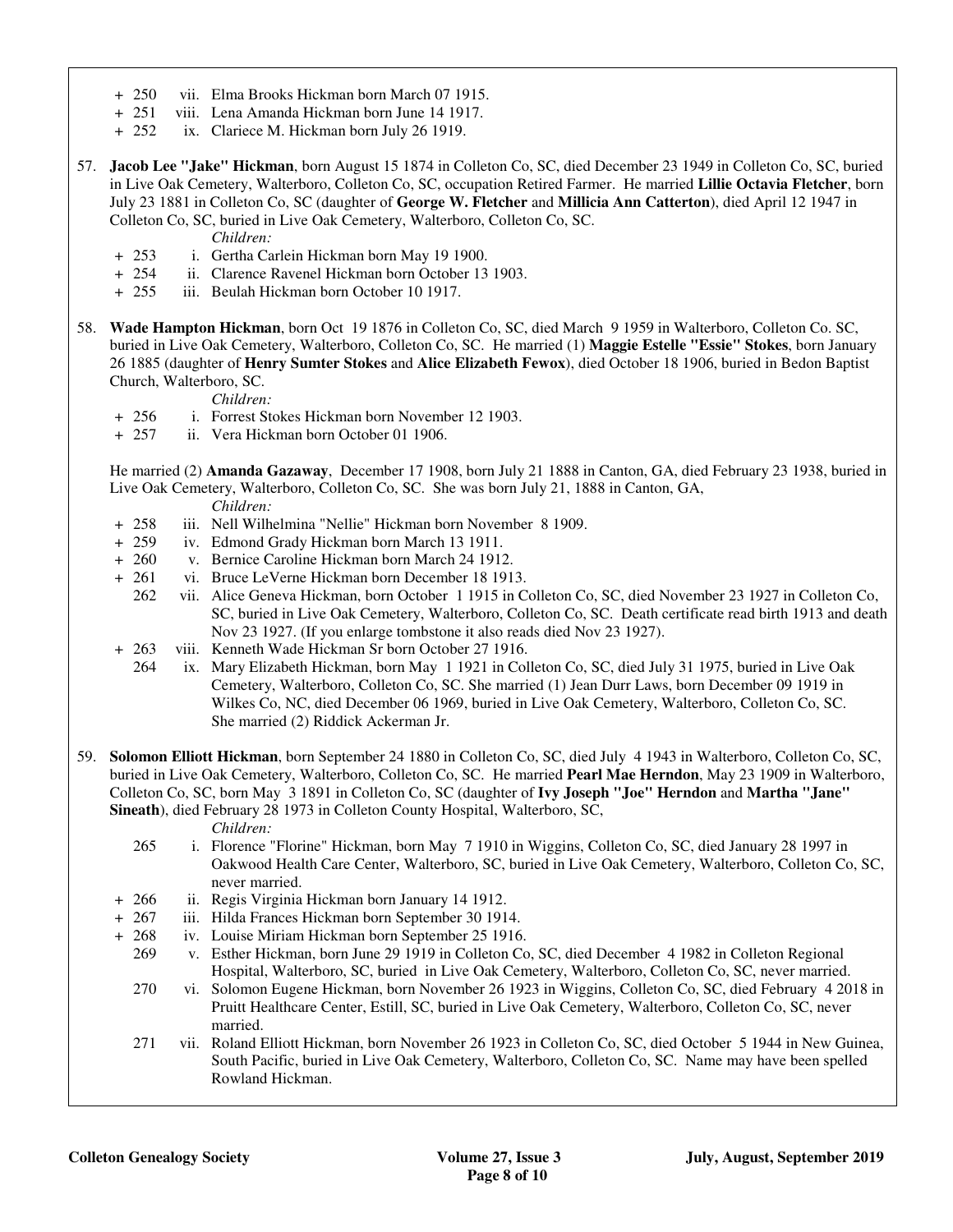- \+ 250 vii. Elma Brooks Hickman born March 07 1915.
- \+ 251 viii. Lena Amanda Hickman born June 14 1917.
- \+ 252 ix. Clariece M. Hickman born July 26 1919.

57. **Jacob Lee "Jake" Hickman**, born August 15 1874 in Colleton Co, SC, died December 23 1949 in Colleton Co, SC, buried in Live Oak Cemetery, Walterboro, Colleton Co, SC, occupation Retired Farmer. He married **Lillie Octavia Fletcher**, born July 23 1881 in Colleton Co, SC (daughter of **George W. Fletcher** and **Millicia Ann Catterton**), died April 12 1947 in Colleton Co, SC, buried in Live Oak Cemetery, Walterboro, Colleton Co, SC.

   *Children:*

   - \+ 253 i. Gertha Carlein Hickman born May 19 1900.
   - \+ 254 ii. Clarence Ravenel Hickman born October 13 1903.
   - \+ 255 iii. Beulah Hickman born October 10 1917.

58. **Wade Hampton Hickman**, born Oct 19 1876 in Colleton Co, SC, died March 9 1959 in Walterboro, Colleton Co. SC, buried in Live Oak Cemetery, Walterboro, Colleton Co, SC. He married (1) **Maggie Estelle "Essie" Stokes**, born January 26 1885 (daughter of **Henry Sumter Stokes** and **Alice Elizabeth Fewox**), died October 18 1906, buried in Bedon Baptist Church, Walterboro, SC.

   *Children:*

   - \+ 256 i. Forrest Stokes Hickman born November 12 1903.
   - \+ 257 ii. Vera Hickman born October 01 1906.

   He married (2) **Amanda Gazaway**, December 17 1908, born July 21 1888 in Canton, GA, died February 23 1938, buried in Live Oak Cemetery, Walterboro, Colleton Co, SC. She was born July 21, 1888 in Canton, GA,

   *Children:*

   - \+ 258 iii. Nell Wilhelmina "Nellie" Hickman born November 8 1909.
   - \+ 259 iv. Edmond Grady Hickman born March 13 1911.
   - \+ 260 v. Bernice Caroline Hickman born March 24 1912.
   - \+ 261 vi. Bruce LeVerne Hickman born December 18 1913.
   - 262 vii. Alice Geneva Hickman, born October 1 1915 in Colleton Co, SC, died November 23 1927 in Colleton Co, SC, buried in Live Oak Cemetery, Walterboro, Colleton Co, SC. Death certificate read birth 1913 and death Nov 23 1927. (If you enlarge tombstone it also reads died Nov 23 1927).
   - \+ 263 viii. Kenneth Wade Hickman Sr born October 27 1916.
   - 264 ix. Mary Elizabeth Hickman, born May 1 1921 in Colleton Co, SC, died July 31 1975, buried in Live Oak Cemetery, Walterboro, Colleton Co, SC. She married (1) Jean Durr Laws, born December 09 1919 in Wilkes Co, NC, died December 06 1969, buried in Live Oak Cemetery, Walterboro, Colleton Co, SC. She married (2) Riddick Ackerman Jr.

59. **Solomon Elliott Hickman**, born September 24 1880 in Colleton Co, SC, died July 4 1943 in Walterboro, Colleton Co, SC, buried in Live Oak Cemetery, Walterboro, Colleton Co, SC. He married **Pearl Mae Herndon**, May 23 1909 in Walterboro, Colleton Co, SC, born May 3 1891 in Colleton Co, SC (daughter of **Ivy Joseph "Joe" Herndon** and **Martha "Jane" Sineath**), died February 28 1973 in Colleton County Hospital, Walterboro, SC,

   *Children:*

   - 265 i. Florence "Florine" Hickman, born May 7 1910 in Wiggins, Colleton Co, SC, died January 28 1997 in Oakwood Health Care Center, Walterboro, SC, buried in Live Oak Cemetery, Walterboro, Colleton Co, SC, never married.
   - \+ 266 ii. Regis Virginia Hickman born January 14 1912.
   - \+ 267 iii. Hilda Frances Hickman born September 30 1914.
   - \+ 268 iv. Louise Miriam Hickman born September 25 1916.
   - 269 v. Esther Hickman, born June 29 1919 in Colleton Co, SC, died December 4 1982 in Colleton Regional Hospital, Walterboro, SC, buried in Live Oak Cemetery, Walterboro, Colleton Co, SC, never married.
   - 270 vi. Solomon Eugene Hickman, born November 26 1923 in Wiggins, Colleton Co, SC, died February 4 2018 in Pruitt Healthcare Center, Estill, SC, buried in Live Oak Cemetery, Walterboro, Colleton Co, SC, never married.
   - 271 vii. Roland Elliott Hickman, born November 26 1923 in Colleton Co, SC, died October 5 1944 in New Guinea, South Pacific, buried in Live Oak Cemetery, Walterboro, Colleton Co, SC. Name may have been spelled Rowland Hickman.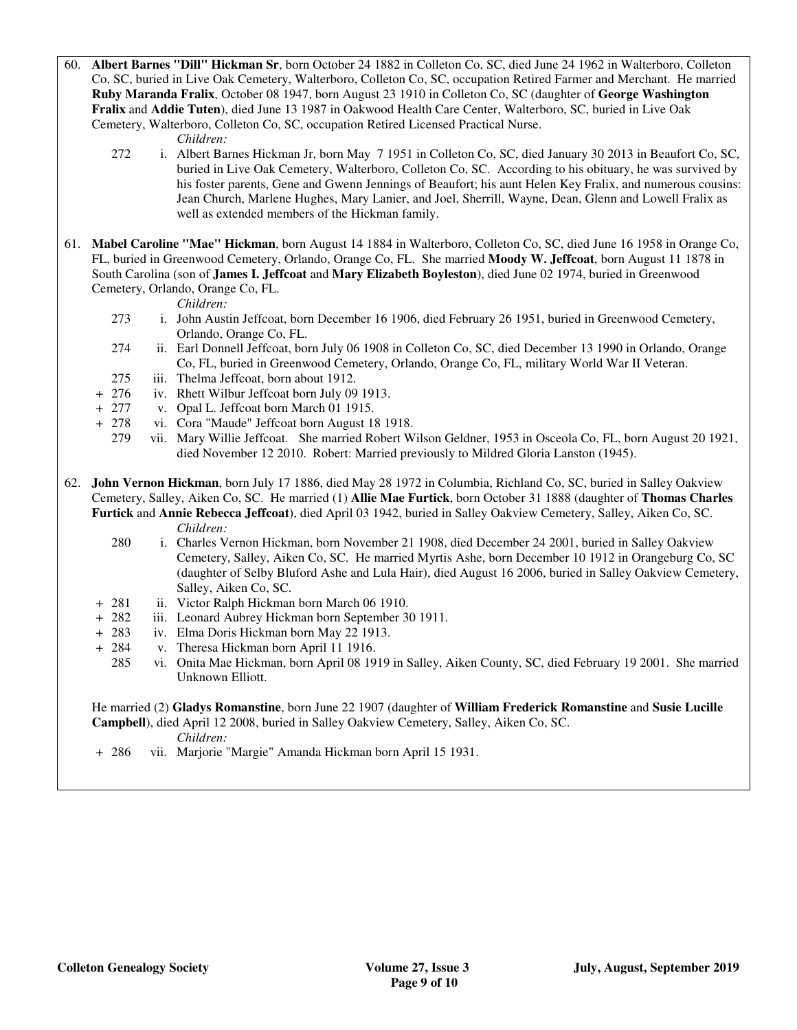60. **Albert Barnes "Dill" Hickman Sr**, born October 24 1882 in Colleton Co, SC, died June 24 1962 in Walterboro, Colleton Co, SC, buried in Live Oak Cemetery, Walterboro, Colleton Co, SC, occupation Retired Farmer and Merchant. He married **Ruby Maranda Fralix**, October 08 1947, born August 23 1910 in Colleton Co, SC (daughter of **George Washington Fralix** and **Addie Tuten**), died June 13 1987 in Oakwood Health Care Center, Walterboro, SC, buried in Live Oak Cemetery, Walterboro, Colleton Co, SC, occupation Retired Licensed Practical Nurse.

   *Children:*

   - 272 i. Albert Barnes Hickman Jr, born May 7 1951 in Colleton Co, SC, died January 30 2013 in Beaufort Co, SC, buried in Live Oak Cemetery, Walterboro, Colleton Co, SC. According to his obituary, he was survived by his foster parents, Gene and Gwenn Jennings of Beaufort; his aunt Helen Key Fralix, and numerous cousins: Jean Church, Marlene Hughes, Mary Lanier, and Joel, Sherrill, Wayne, Dean, Glenn and Lowell Fralix as well as extended members of the Hickman family.

61. **Mabel Caroline "Mae" Hickman**, born August 14 1884 in Walterboro, Colleton Co, SC, died June 16 1958 in Orange Co, FL, buried in Greenwood Cemetery, Orlando, Orange Co, FL. She married **Moody W. Jeffcoat**, born August 11 1878 in South Carolina (son of **James I. Jeffcoat** and **Mary Elizabeth Boyleston**), died June 02 1974, buried in Greenwood Cemetery, Orlando, Orange Co, FL.

   *Children:*

   - 273 i. John Austin Jeffcoat, born December 16 1906, died February 26 1951, buried in Greenwood Cemetery, Orlando, Orange Co, FL.
   - 274 ii. Earl Donnell Jeffcoat, born July 06 1908 in Colleton Co, SC, died December 13 1990 in Orlando, Orange Co, FL, buried in Greenwood Cemetery, Orlando, Orange Co, FL, military World War II Veteran.
   - 275 iii. Thelma Jeffcoat, born about 1912.
   - \+ 276 iv. Rhett Wilbur Jeffcoat born July 09 1913.
   - \+ 277 v. Opal L. Jeffcoat born March 01 1915.
   - \+ 278 vi. Cora "Maude" Jeffcoat born August 18 1918.
   - 279 vii. Mary Willie Jeffcoat. She married Robert Wilson Geldner, 1953 in Osceola Co, FL, born August 20 1921, died November 12 2010. Robert: Married previously to Mildred Gloria Lanston (1945).

62. **John Vernon Hickman**, born July 17 1886, died May 28 1972 in Columbia, Richland Co, SC, buried in Salley Oakview Cemetery, Salley, Aiken Co, SC. He married (1) **Allie Mae Furtick**, born October 31 1888 (daughter of **Thomas Charles Furtick** and **Annie Rebecca Jeffcoat**), died April 03 1942, buried in Salley Oakview Cemetery, Salley, Aiken Co, SC.

   *Children:*

   - 280 i. Charles Vernon Hickman, born November 21 1908, died December 24 2001, buried in Salley Oakview Cemetery, Salley, Aiken Co, SC. He married Myrtis Ashe, born December 10 1912 in Orangeburg Co, SC (daughter of Selby Bluford Ashe and Lula Hair), died August 16 2006, buried in Salley Oakview Cemetery, Salley, Aiken Co, SC.
   - \+ 281 ii. Victor Ralph Hickman born March 06 1910.
   - \+ 282 iii. Leonard Aubrey Hickman born September 30 1911.
   - \+ 283 iv. Elma Doris Hickman born May 22 1913.
   - \+ 284 v. Theresa Hickman born April 11 1916.
   - 285 vi. Onita Mae Hickman, born April 08 1919 in Salley, Aiken County, SC, died February 19 2001. She married Unknown Elliott.

   He married (2) **Gladys Romanstine**, born June 22 1907 (daughter of **William Frederick Romanstine** and **Susie Lucille Campbell**), died April 12 2008, buried in Salley Oakview Cemetery, Salley, Aiken Co, SC.

   *Children:*

   - \+ 286 vii. Marjorie "Margie" Amanda Hickman born April 15 1931.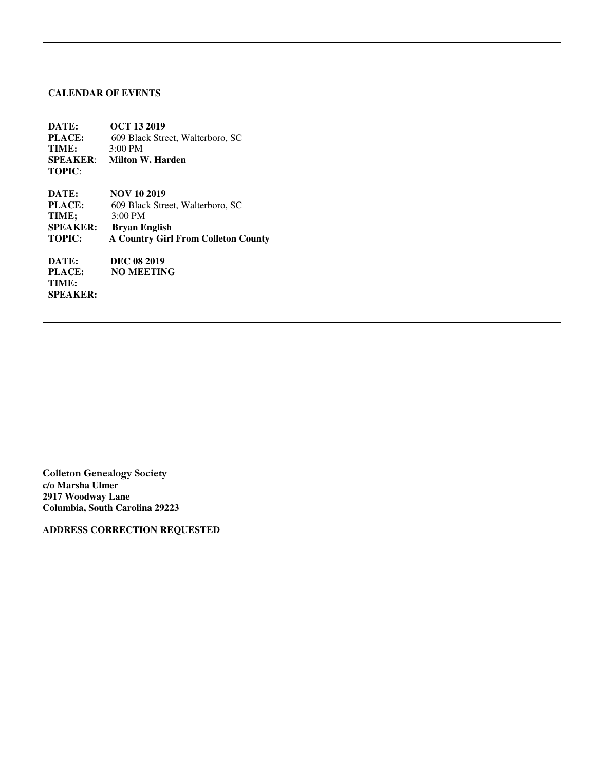**CALENDAR OF EVENTS**

**DATE:** **OCT 13 2019**
**PLACE:** 609 Black Street, Walterboro, SC
**TIME:** 3:00 PM
**SPEAKER**: **Milton W. Harden**
**TOPIC**:

**DATE:** **NOV 10 2019**
**PLACE:** 609 Black Street, Walterboro, SC
**TIME;** 3:00 PM
**SPEAKER:** **Bryan English**
**TOPIC:** **A Country Girl From Colleton County**

**DATE:** **DEC 08 2019**
**PLACE:** **NO MEETING**
**TIME:**
**SPEAKER:**

**Colleton Genealogy Society**
**c/o Marsha Ulmer**
**2917 Woodway Lane**
**Columbia, South Carolina 29223**

**ADDRESS CORRECTION REQUESTED**